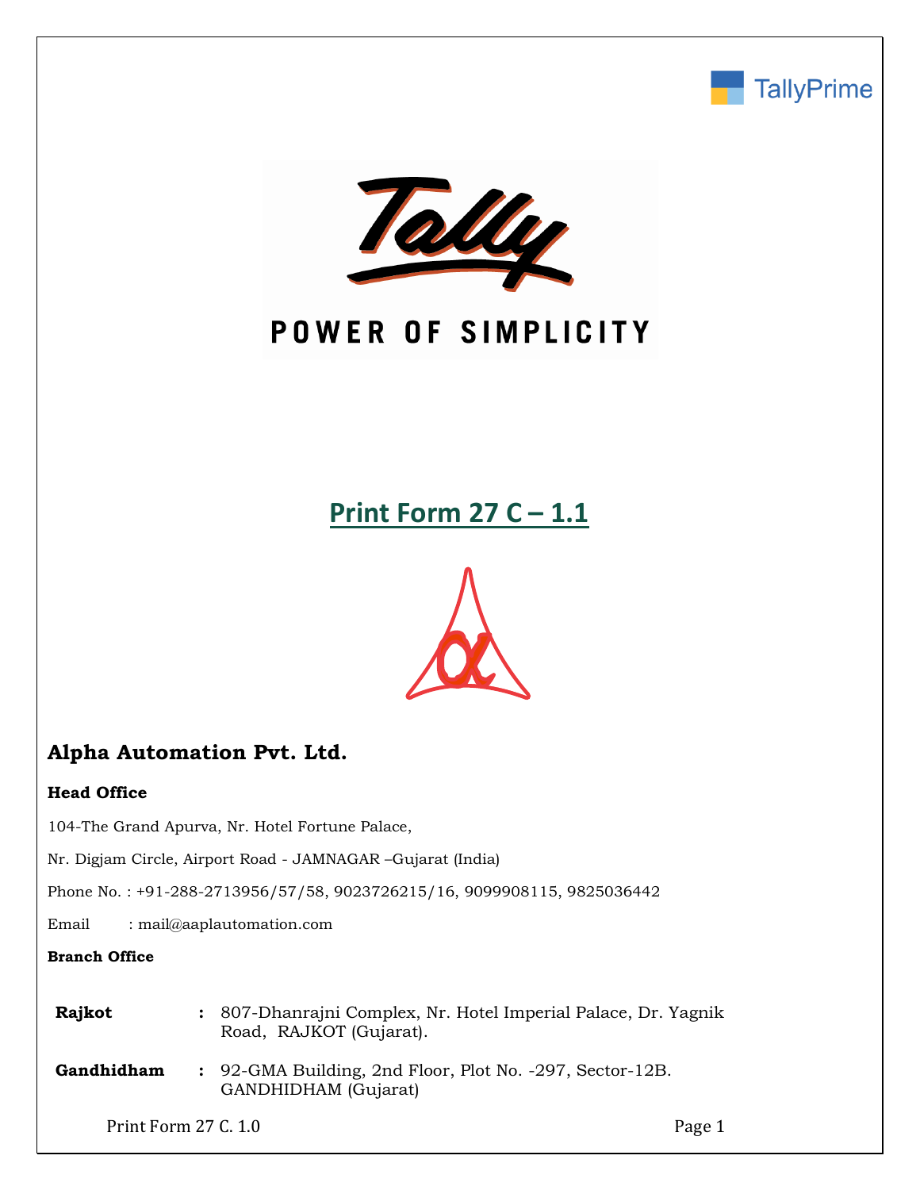TallyPrime

POWER OF SIMPLICITY

# Print Form 27 C – 1.1

## Alpha Automation Pvt. Ltd.

**Head Office**

104-The Grand Apurva, Nr. Hotel Fortune Palace,

Nr. Digjam Circle, Airport Road - JAMNAGAR –Gujarat (India)

Phone No. : +91-288-2713956/57/58, 9023726215/16, 9099908115, 9825036442

Email : mail@aaplautomation.com

**Branch Office**

| | | |
|---|---|---|
| **Rajkot** | **:** | 807-Dhanrajni Complex, Nr. Hotel Imperial Palace, Dr. Yagnik Road, RAJKOT (Gujarat). |
| **Gandhidham** | **:** | 92-GMA Building, 2nd Floor, Plot No. -297, Sector-12B. GANDHIDHAM (Gujarat) |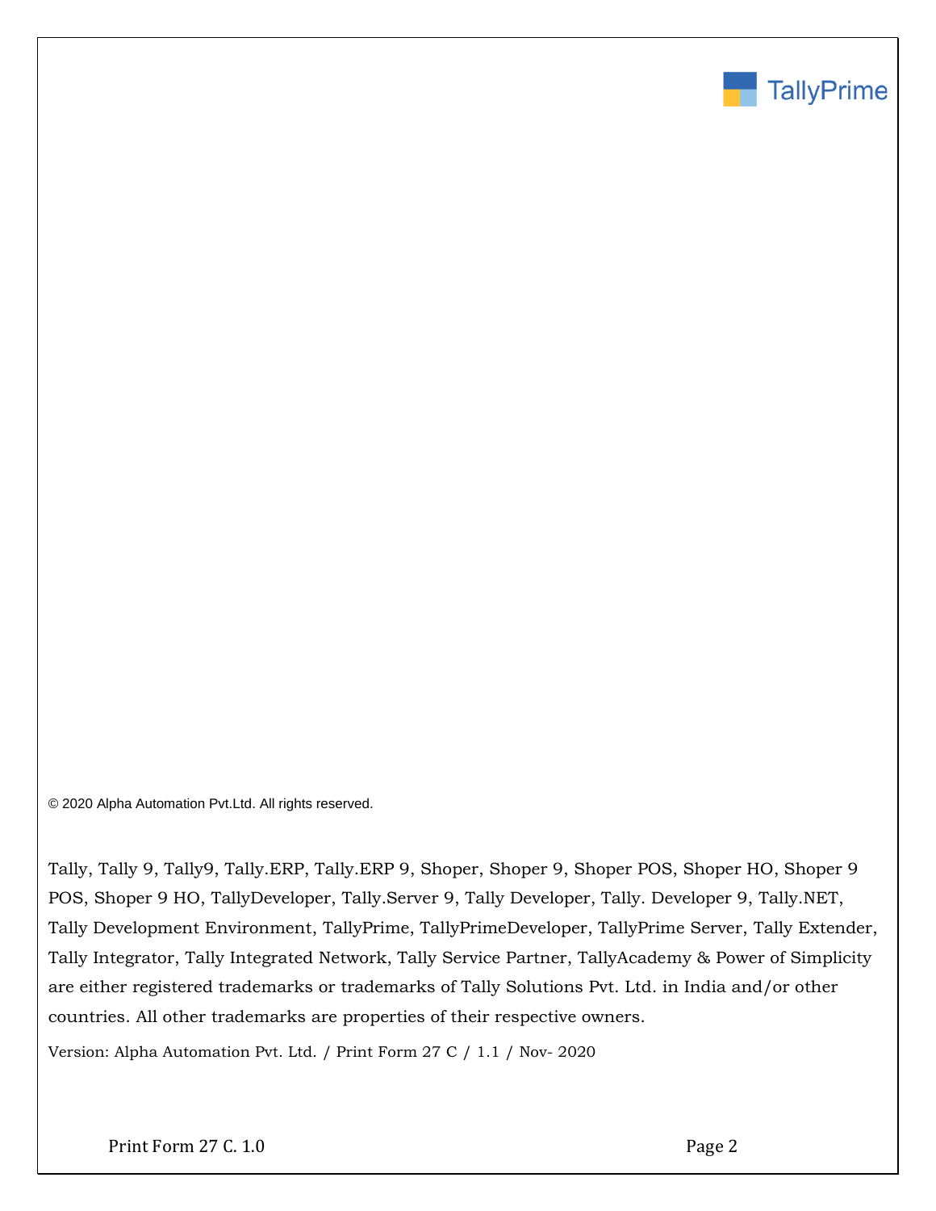© 2020 Alpha Automation Pvt.Ltd. All rights reserved.

Tally, Tally 9, Tally9, Tally.ERP, Tally.ERP 9, Shoper, Shoper 9, Shoper POS, Shoper HO, Shoper 9 POS, Shoper 9 HO, TallyDeveloper, Tally.Server 9, Tally Developer, Tally. Developer 9, Tally.NET, Tally Development Environment, TallyPrime, TallyPrimeDeveloper, TallyPrime Server, Tally Extender, Tally Integrator, Tally Integrated Network, Tally Service Partner, TallyAcademy & Power of Simplicity are either registered trademarks or trademarks of Tally Solutions Pvt. Ltd. in India and/or other countries. All other trademarks are properties of their respective owners.

Version: Alpha Automation Pvt. Ltd. / Print Form 27 C / 1.1 / Nov- 2020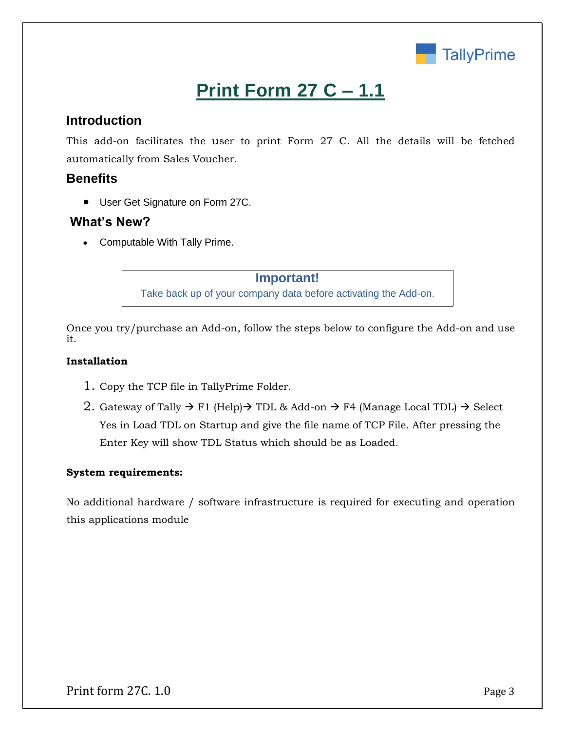# Print Form 27 C – 1.1

## Introduction

This add-on facilitates the user to print Form 27 C. All the details will be fetched automatically from Sales Voucher.

## Benefits

- User Get Signature on Form 27C.

## What's New?

- Computable With Tally Prime.

> **Important!**
> Take back up of your company data before activating the Add-on.

Once you try/purchase an Add-on, follow the steps below to configure the Add-on and use it.

**Installation**

1. Copy the TCP file in TallyPrime Folder.
2. Gateway of Tally → F1 (Help)→ TDL & Add-on → F4 (Manage Local TDL) → Select Yes in Load TDL on Startup and give the file name of TCP File. After pressing the Enter Key will show TDL Status which should be as Loaded.

**System requirements:**

No additional hardware / software infrastructure is required for executing and operation this applications module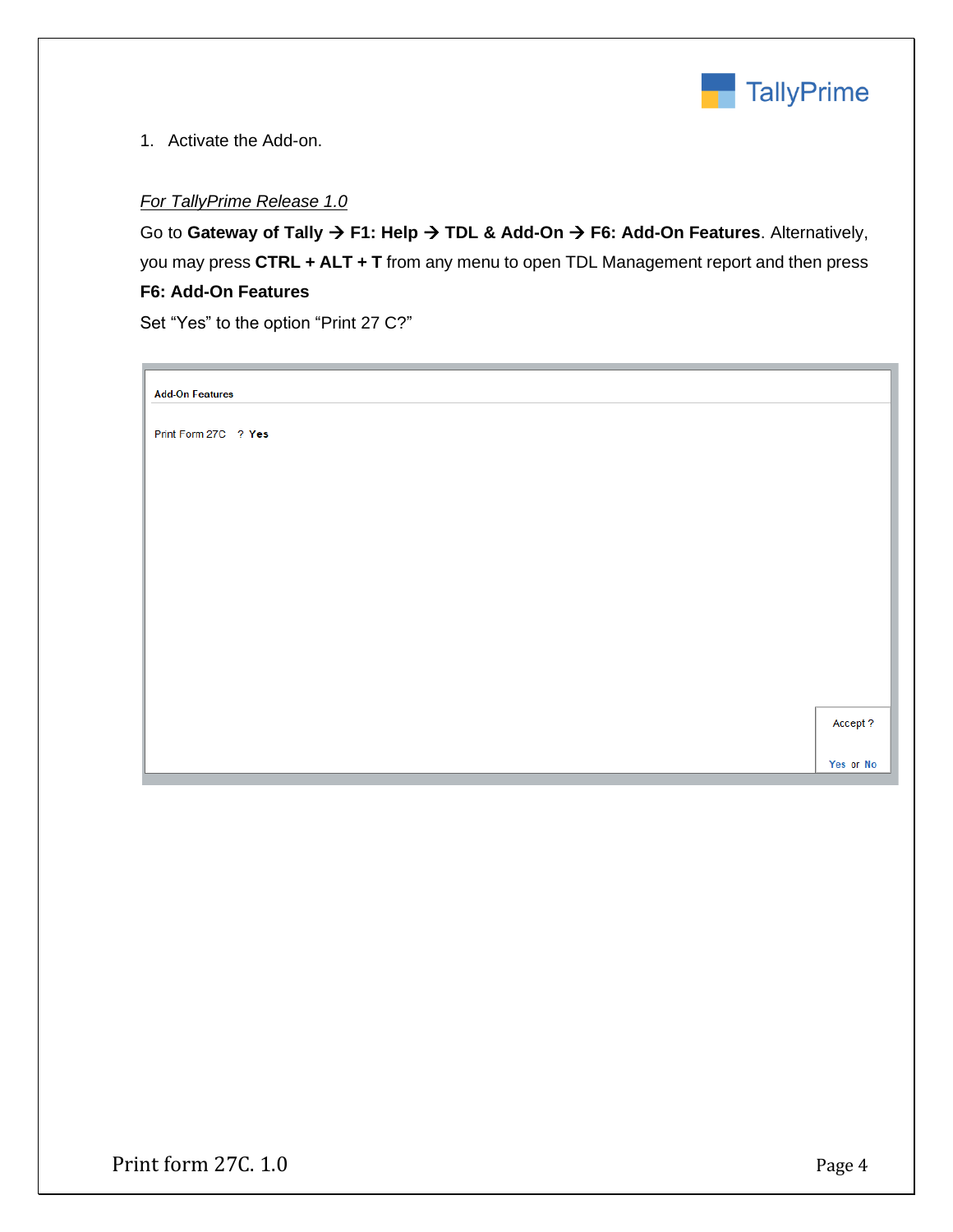1. Activate the Add-on.

*For TallyPrime Release 1.0*

Go to **Gateway of Tally → F1: Help → TDL & Add-On → F6: Add-On Features**. Alternatively, you may press **CTRL + ALT + T** from any menu to open TDL Management report and then press **F6: Add-On Features**

Set "Yes" to the option "Print 27 C?"

Add-On Features

Print Form 27C ? **Yes**

Accept ?

Yes or No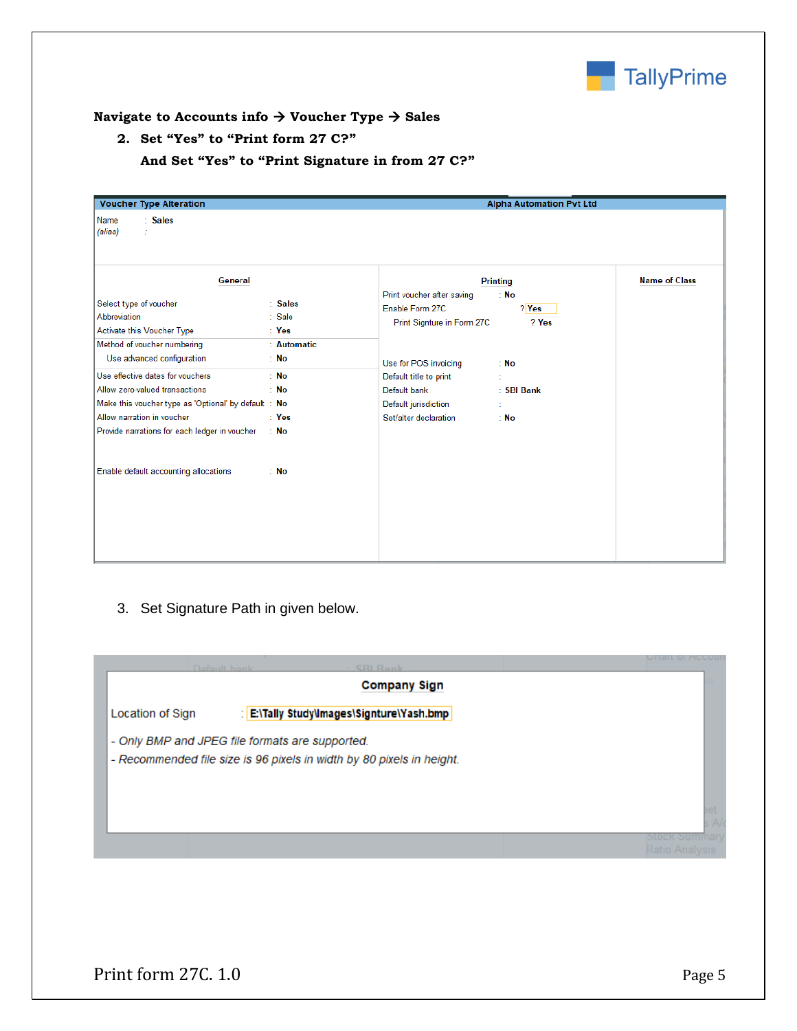**Navigate to Accounts info → Voucher Type → Sales**

2. **Set "Yes" to "Print form 27 C?"**

   **And Set "Yes" to "Print Signature in from 27 C?"**

**Voucher Type Alteration** — Alpha Automation Pvt Ltd

Name : Sales
*(alias)* :

| General | | Printing | | Name of Class |
|---|---|---|---|---|
| Select type of voucher | : Sales | Print voucher after saving | : No | |
| Abbreviation | : Sale | Enable Form 27C | ? Yes | |
| Activate this Voucher Type | : Yes | Print Signture in Form 27C | ? Yes | |
| Method of voucher numbering | : Automatic | | | |
| Use advanced configuration | : No | Use for POS invoicing | : No | |
| Use effective dates for vouchers | : No | Default title to print | : | |
| Allow zero-valued transactions | : No | Default bank | : SBI Bank | |
| Make this voucher type as 'Optional' by default | : No | Default jurisdiction | : | |
| Allow narration in voucher | : Yes | Set/alter declaration | : No | |
| Provide narrations for each ledger in voucher | : No | | | |
| Enable default accounting allocations | : No | | | |

3. Set Signature Path in given below.

**Company Sign**

Location of Sign : E:\Tally Study\Images\Signture\Yash.bmp

- *Only BMP and JPEG file formats are supported.*
- *Recommended file size is 96 pixels in width by 80 pixels in height.*

Print form 27C. 1.0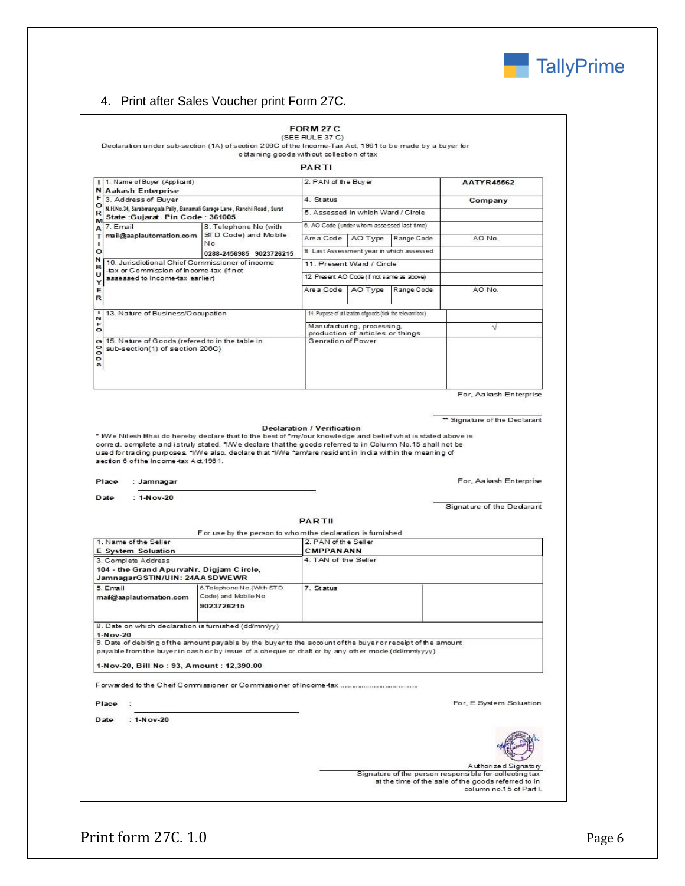4. Print after Sales Voucher print Form 27C.

**FORM 27 C**

(SEE RULE 37 C)

Declaration under sub-section (1A) of section 206C of the Income-Tax Act, 1961 to be made by a buyer for obtaining goods without collection of tax

**PART I**

| | | | |
|---|---|---|---|
| 1. Name of Buyer (Applicant) **Aakash Enterprise** | | 2. PAN of the Buyer | **AATYR45562** |
| 3. Address of Buyer N.H.No.34, Sarabmangala Pally, Banamali Garage Lane, Ranchi Road, Surat **State : Gujarat Pin Code : 361005** | | 4. Status | **Company** |
| | | 5. Assessed in which Ward / Circle | |
| 7. Email mail@aaplautomation.com | 8. Telephone No (with STD Code) and Mobile No **0288-2456985 9023726215** | 6. AO Code (under whom assessed last time) | |
| | | Area Code \| AO Type \| Range Code | AO No. |
| | | 9. Last Assessment year in which assessed | |
| 10. Jurisdictional Chief Commissioner of income-tax or Commission of Income-tax (if not assessed to Income-tax earlier) | | 11. Present Ward / Circle | |
| | | 12. Present AO Code (if not same as above) | |
| | | Area Code \| AO Type \| Range Code | AO No. |

| | | |
|---|---|---|
| 13. Nature of Business/Occupation | 14. Purpose of utilization of goods (tick the relevant box) | |
| | Manufacturing, processing, production of articles or things | √ |
| 15. Nature of Goods (refered to in the table in sub-section(1) of section 206C) | Genration of Power | |

For, Aakash Enterprise

** Signature of the Declarant

**Declaration / Verification**

* I/We Nilesh Bhai do hereby declare that to the best of *my/our knowledge and belief what is stated above is correct, complete and is truly stated. *I/We declare that the goods referred to in Column No.15 shall not be used for trading purposes. *I/We also, declare that *I/We *am/are resident in India within the meaning of section 6 of the Income-tax Act, 1961.

**Place** : **Jamnagar**

**Date** : **1-Nov-20**

For, Aakash Enterprise

Signature of the Declarant

**PART II**

For use by the person to whom the declaration is furnished

| | | | |
|---|---|---|---|
| 1. Name of the Seller **E System Soluation** | | 2. PAN of the Seller **CMPPANANN** | |
| 3. Complete Address **104 - the Grand ApurvaNr. Digjam Circle, JamnagarGSTIN/UIN: 24AASDWEWR** | | 4. TAN of the Seller | |
| 5. Email **mail@aaplautomation.com** | 6.Telephone No.(With STD Code) and Mobile No **9023726215** | 7. Status | |
| 8. Date on which declaration is furnished (dd/mm/yy) **1-Nov-20** | | | |
| 9. Date of debiting of the amount payable by the buyer to the account of the buyer or receipt of the amount payable from the buyer in cash or by issue of a cheque or draft or by any other mode (dd/mm/yyyy) **1-Nov-20, Bill No : 93, Amount : 12,390.00** | | | |

Forwarded to the Cheif Commissioner or Commissioner of Income-tax ..................................

**Place** :

**Date** : **1-Nov-20**

For, E System Soluation

Authorized Signatory

Signature of the person responsible for collecting tax at the time of the sale of the goods referred to in column no.15 of Part I.

Print form 27C. 1.0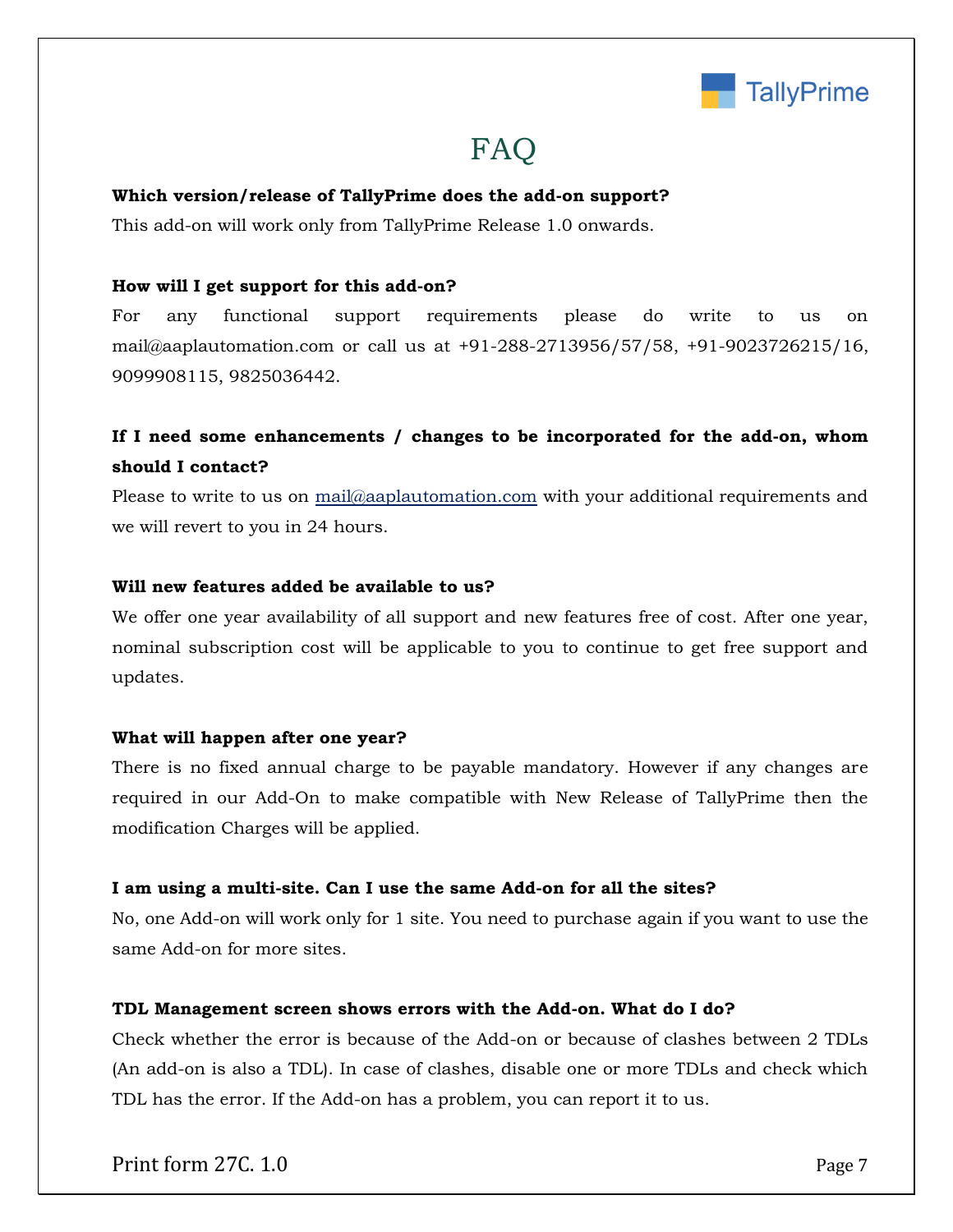# FAQ

**Which version/release of TallyPrime does the add-on support?**

This add-on will work only from TallyPrime Release 1.0 onwards.

**How will I get support for this add-on?**

For any functional support requirements please do write to us on mail@aaplautomation.com or call us at +91-288-2713956/57/58, +91-9023726215/16, 9099908115, 9825036442.

**If I need some enhancements / changes to be incorporated for the add-on, whom should I contact?**

Please to write to us on mail@aaplautomation.com with your additional requirements and we will revert to you in 24 hours.

**Will new features added be available to us?**

We offer one year availability of all support and new features free of cost. After one year, nominal subscription cost will be applicable to you to continue to get free support and updates.

**What will happen after one year?**

There is no fixed annual charge to be payable mandatory. However if any changes are required in our Add-On to make compatible with New Release of TallyPrime then the modification Charges will be applied.

**I am using a multi-site. Can I use the same Add-on for all the sites?**

No, one Add-on will work only for 1 site. You need to purchase again if you want to use the same Add-on for more sites.

**TDL Management screen shows errors with the Add-on. What do I do?**

Check whether the error is because of the Add-on or because of clashes between 2 TDLs (An add-on is also a TDL). In case of clashes, disable one or more TDLs and check which TDL has the error. If the Add-on has a problem, you can report it to us.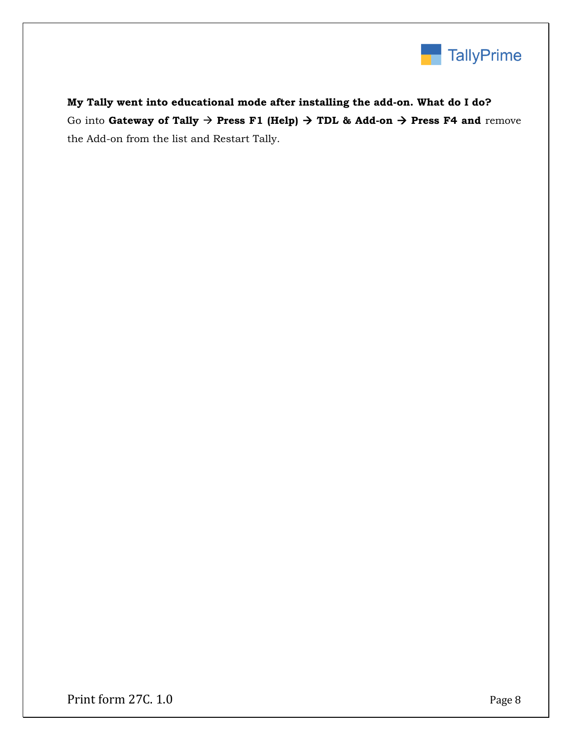**My Tally went into educational mode after installing the add-on. What do I do?**

Go into **Gateway of Tally → Press F1 (Help) → TDL & Add-on → Press F4 and** remove the Add-on from the list and Restart Tally.